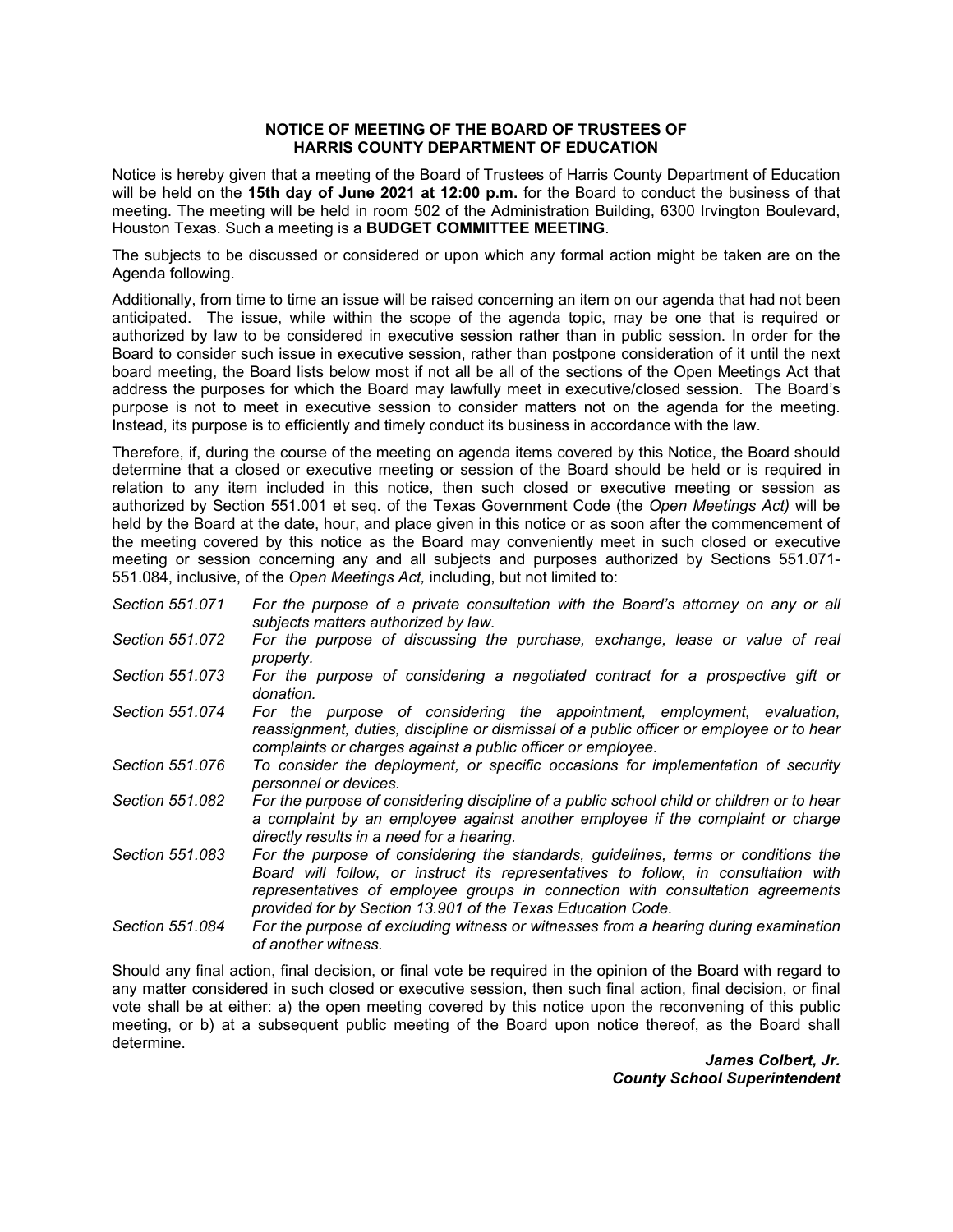**NOTICE OF MEETING OF THE BOARD OF TRUSTEES OF HARRIS COUNTY DEPARTMENT OF EDUCATION**

Notice is hereby given that a meeting of the Board of Trustees of Harris County Department of Education will be held on the **15th day of June 2021 at 12:00 p.m.** for the Board to conduct the business of that meeting. The meeting will be held in room 502 of the Administration Building, 6300 Irvington Boulevard, Houston Texas. Such a meeting is a **BUDGET COMMITTEE MEETING**.

The subjects to be discussed or considered or upon which any formal action might be taken are on the Agenda following.

Additionally, from time to time an issue will be raised concerning an item on our agenda that had not been anticipated. The issue, while within the scope of the agenda topic, may be one that is required or authorized by law to be considered in executive session rather than in public session. In order for the Board to consider such issue in executive session, rather than postpone consideration of it until the next board meeting, the Board lists below most if not all be all of the sections of the Open Meetings Act that address the purposes for which the Board may lawfully meet in executive/closed session. The Board's purpose is not to meet in executive session to consider matters not on the agenda for the meeting. Instead, its purpose is to efficiently and timely conduct its business in accordance with the law.

Therefore, if, during the course of the meeting on agenda items covered by this Notice, the Board should determine that a closed or executive meeting or session of the Board should be held or is required in relation to any item included in this notice, then such closed or executive meeting or session as authorized by Section 551.001 et seq. of the Texas Government Code (the *Open Meetings Act)* will be held by the Board at the date, hour, and place given in this notice or as soon after the commencement of the meeting covered by this notice as the Board may conveniently meet in such closed or executive meeting or session concerning any and all subjects and purposes authorized by Sections 551.071-551.084, inclusive, of the *Open Meetings Act,* including, but not limited to:

*Section 551.071* — *For the purpose of a private consultation with the Board's attorney on any or all subjects matters authorized by law.*

*Section 551.072* — *For the purpose of discussing the purchase, exchange, lease or value of real property.*

*Section 551.073* — *For the purpose of considering a negotiated contract for a prospective gift or donation.*

*Section 551.074* — *For the purpose of considering the appointment, employment, evaluation, reassignment, duties, discipline or dismissal of a public officer or employee or to hear complaints or charges against a public officer or employee.*

*Section 551.076* — *To consider the deployment, or specific occasions for implementation of security personnel or devices.*

*Section 551.082* — *For the purpose of considering discipline of a public school child or children or to hear a complaint by an employee against another employee if the complaint or charge directly results in a need for a hearing.*

*Section 551.083* — *For the purpose of considering the standards, guidelines, terms or conditions the Board will follow, or instruct its representatives to follow, in consultation with representatives of employee groups in connection with consultation agreements provided for by Section 13.901 of the Texas Education Code.*

*Section 551.084* — *For the purpose of excluding witness or witnesses from a hearing during examination of another witness.*

Should any final action, final decision, or final vote be required in the opinion of the Board with regard to any matter considered in such closed or executive session, then such final action, final decision, or final vote shall be at either: a) the open meeting covered by this notice upon the reconvening of this public meeting, or b) at a subsequent public meeting of the Board upon notice thereof, as the Board shall determine.

***James Colbert, Jr.***
***County School Superintendent***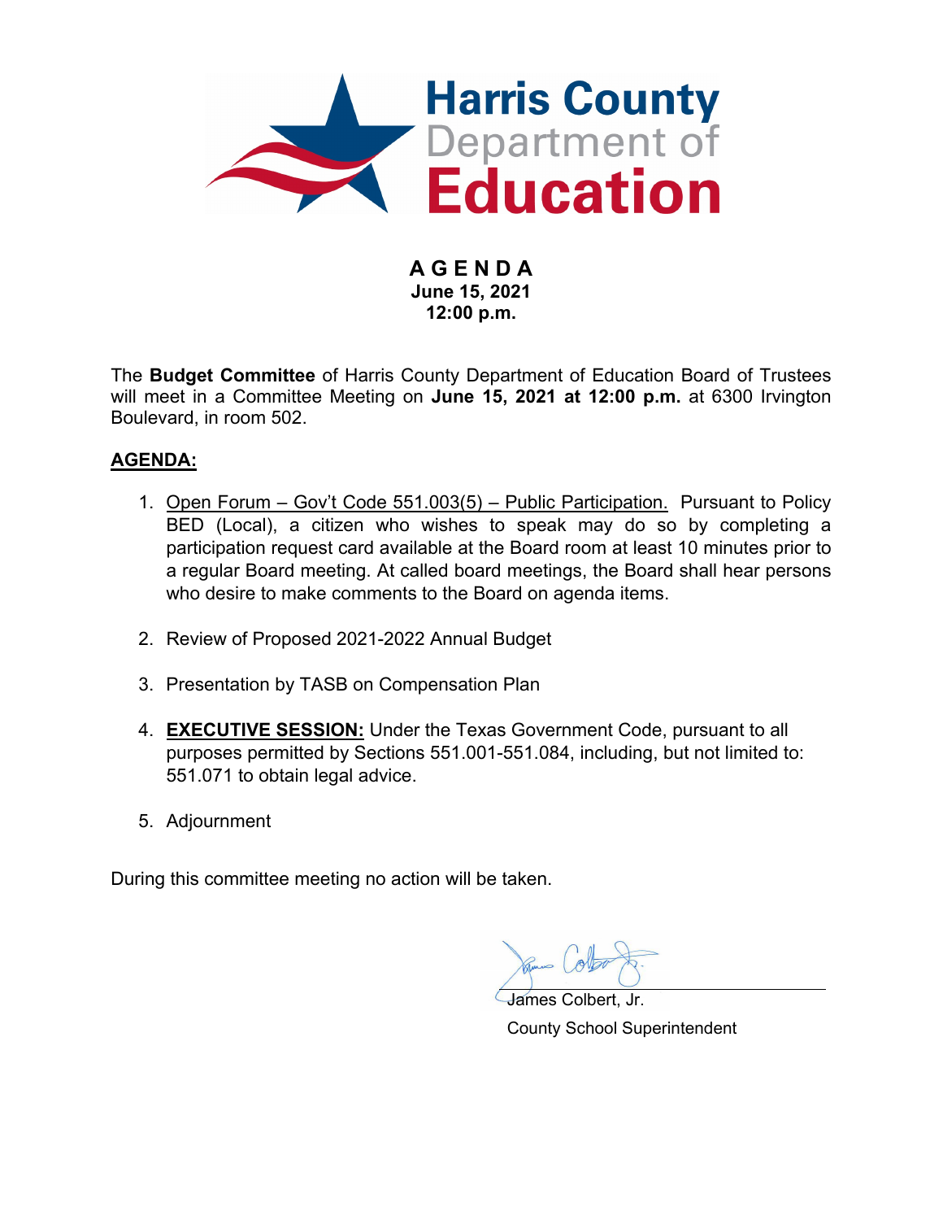Harris County Department of Education

# AGENDA

**June 15, 2021**
**12:00 p.m.**

The **Budget Committee** of Harris County Department of Education Board of Trustees will meet in a Committee Meeting on **June 15, 2021 at 12:00 p.m.** at 6300 Irvington Boulevard, in room 502.

## AGENDA:

1. Open Forum – Gov't Code 551.003(5) – Public Participation. Pursuant to Policy BED (Local), a citizen who wishes to speak may do so by completing a participation request card available at the Board room at least 10 minutes prior to a regular Board meeting. At called board meetings, the Board shall hear persons who desire to make comments to the Board on agenda items.

2. Review of Proposed 2021-2022 Annual Budget

3. Presentation by TASB on Compensation Plan

4. **EXECUTIVE SESSION:** Under the Texas Government Code, pursuant to all purposes permitted by Sections 551.001-551.084, including, but not limited to: 551.071 to obtain legal advice.

5. Adjournment

During this committee meeting no action will be taken.

James Colbert, Jr.
County School Superintendent